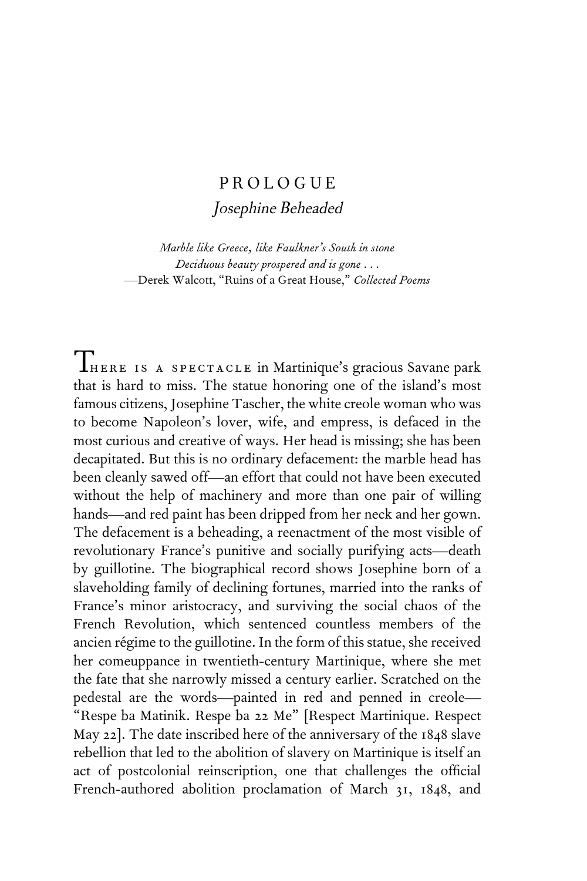# PROLOGUE

## *Josephine Beheaded*

> *Marble like Greece, like Faulkner's South in stone*
> *Deciduous beauty prospered and is gone . . .*
> —Derek Walcott, "Ruins of a Great House," *Collected Poems*

THERE IS A SPECTACLE in Martinique's gracious Savane park that is hard to miss. The statue honoring one of the island's most famous citizens, Josephine Tascher, the white creole woman who was to become Napoleon's lover, wife, and empress, is defaced in the most curious and creative of ways. Her head is missing; she has been decapitated. But this is no ordinary defacement: the marble head has been cleanly sawed off—an effort that could not have been executed without the help of machinery and more than one pair of willing hands—and red paint has been dripped from her neck and her gown. The defacement is a beheading, a reenactment of the most visible of revolutionary France's punitive and socially purifying acts—death by guillotine. The biographical record shows Josephine born of a slaveholding family of declining fortunes, married into the ranks of France's minor aristocracy, and surviving the social chaos of the French Revolution, which sentenced countless members of the ancien régime to the guillotine. In the form of this statue, she received her comeuppance in twentieth-century Martinique, where she met the fate that she narrowly missed a century earlier. Scratched on the pedestal are the words—painted in red and penned in creole—"Respe ba Matinik. Respe ba 22 Me" [Respect Martinique. Respect May 22]. The date inscribed here of the anniversary of the 1848 slave rebellion that led to the abolition of slavery on Martinique is itself an act of postcolonial reinscription, one that challenges the official French-authored abolition proclamation of March 31, 1848, and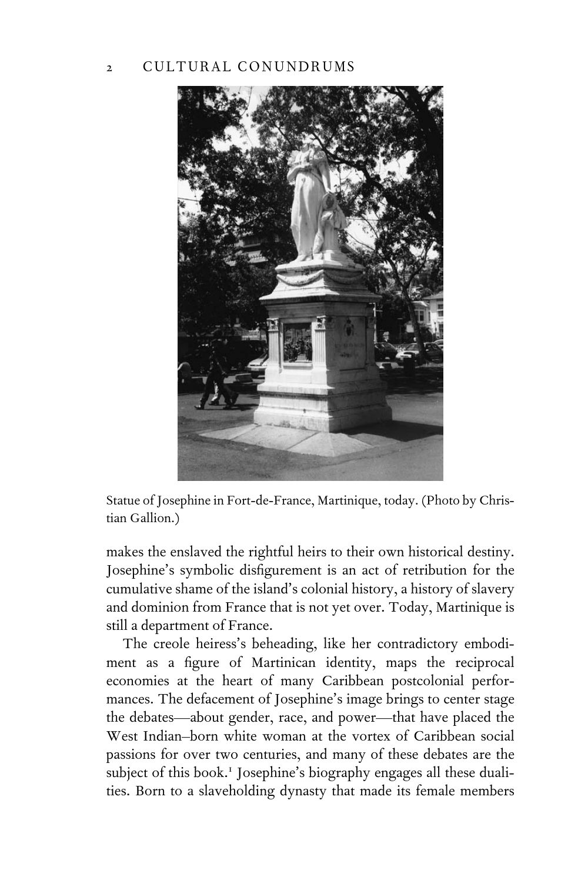Statue of Josephine in Fort-de-France, Martinique, today. (Photo by Christian Gallion.)

makes the enslaved the rightful heirs to their own historical destiny. Josephine's symbolic disfigurement is an act of retribution for the cumulative shame of the island's colonial history, a history of slavery and dominion from France that is not yet over. Today, Martinique is still a department of France.

The creole heiress's beheading, like her contradictory embodiment as a figure of Martinican identity, maps the reciprocal economies at the heart of many Caribbean postcolonial performances. The defacement of Josephine's image brings to center stage the debates—about gender, race, and power—that have placed the West Indian–born white woman at the vortex of Caribbean social passions for over two centuries, and many of these debates are the subject of this book.[1] Josephine's biography engages all these dualities. Born to a slaveholding dynasty that made its female members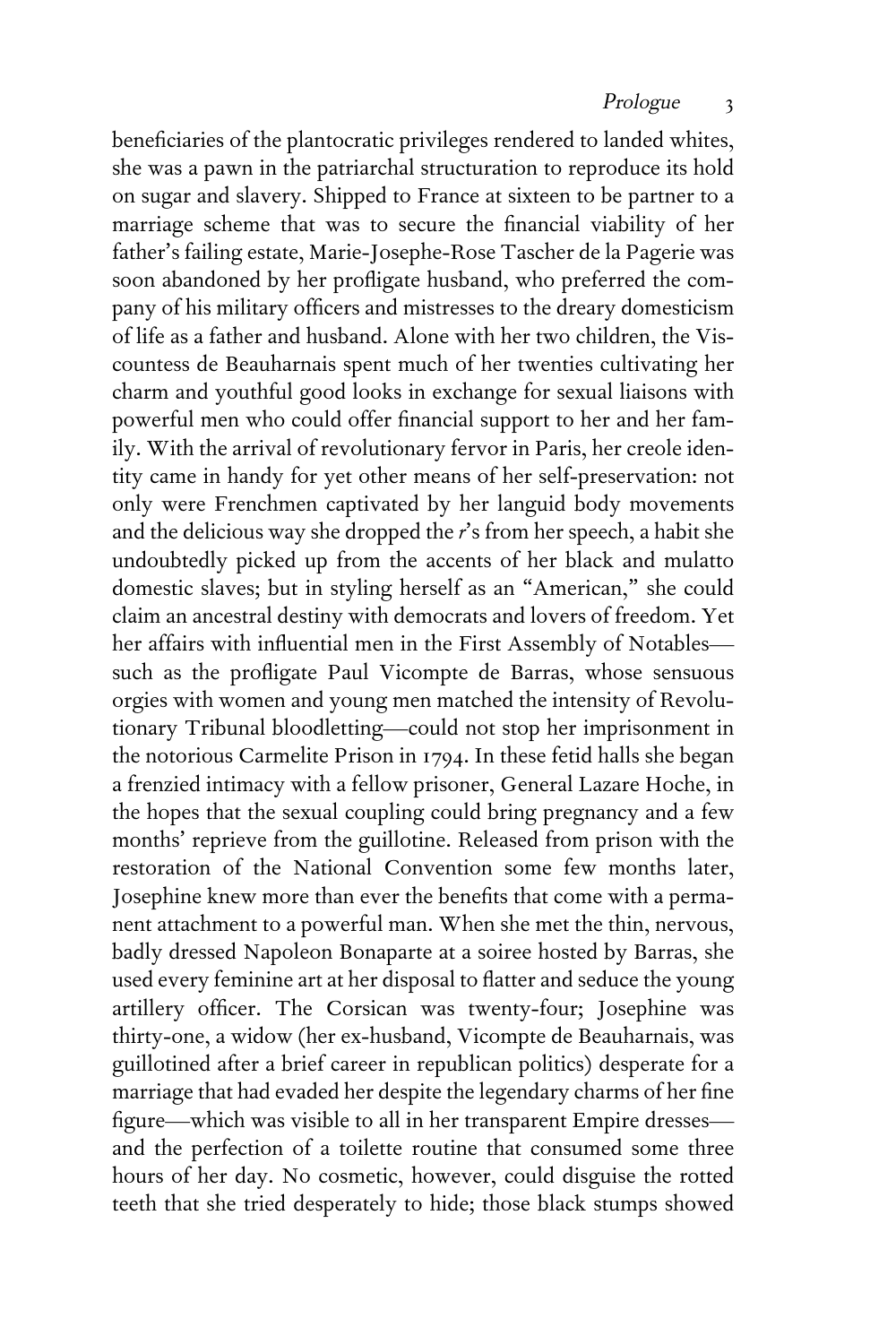beneficiaries of the plantocratic privileges rendered to landed whites, she was a pawn in the patriarchal structuration to reproduce its hold on sugar and slavery. Shipped to France at sixteen to be partner to a marriage scheme that was to secure the financial viability of her father's failing estate, Marie-Josephe-Rose Tascher de la Pagerie was soon abandoned by her profligate husband, who preferred the company of his military officers and mistresses to the dreary domesticism of life as a father and husband. Alone with her two children, the Viscountess de Beauharnais spent much of her twenties cultivating her charm and youthful good looks in exchange for sexual liaisons with powerful men who could offer financial support to her and her family. With the arrival of revolutionary fervor in Paris, her creole identity came in handy for yet other means of her self-preservation: not only were Frenchmen captivated by her languid body movements and the delicious way she dropped the *r*'s from her speech, a habit she undoubtedly picked up from the accents of her black and mulatto domestic slaves; but in styling herself as an "American," she could claim an ancestral destiny with democrats and lovers of freedom. Yet her affairs with influential men in the First Assembly of Notables—such as the profligate Paul Vicompte de Barras, whose sensuous orgies with women and young men matched the intensity of Revolutionary Tribunal bloodletting—could not stop her imprisonment in the notorious Carmelite Prison in 1794. In these fetid halls she began a frenzied intimacy with a fellow prisoner, General Lazare Hoche, in the hopes that the sexual coupling could bring pregnancy and a few months' reprieve from the guillotine. Released from prison with the restoration of the National Convention some few months later, Josephine knew more than ever the benefits that come with a permanent attachment to a powerful man. When she met the thin, nervous, badly dressed Napoleon Bonaparte at a soiree hosted by Barras, she used every feminine art at her disposal to flatter and seduce the young artillery officer. The Corsican was twenty-four; Josephine was thirty-one, a widow (her ex-husband, Vicompte de Beauharnais, was guillotined after a brief career in republican politics) desperate for a marriage that had evaded her despite the legendary charms of her fine figure—which was visible to all in her transparent Empire dresses—and the perfection of a toilette routine that consumed some three hours of her day. No cosmetic, however, could disguise the rotted teeth that she tried desperately to hide; those black stumps showed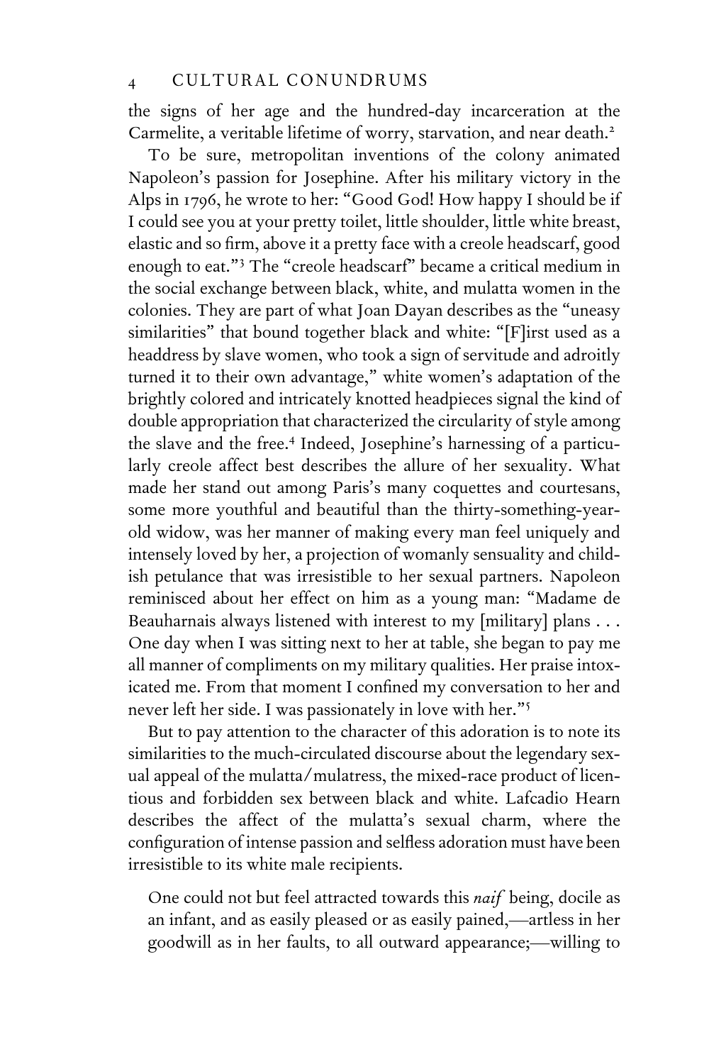the signs of her age and the hundred-day incarceration at the Carmelite, a veritable lifetime of worry, starvation, and near death.[2]

To be sure, metropolitan inventions of the colony animated Napoleon's passion for Josephine. After his military victory in the Alps in 1796, he wrote to her: "Good God! How happy I should be if I could see you at your pretty toilet, little shoulder, little white breast, elastic and so firm, above it a pretty face with a creole headscarf, good enough to eat."[3] The "creole headscarf" became a critical medium in the social exchange between black, white, and mulatta women in the colonies. They are part of what Joan Dayan describes as the "uneasy similarities" that bound together black and white: "[F]irst used as a headdress by slave women, who took a sign of servitude and adroitly turned it to their own advantage," white women's adaptation of the brightly colored and intricately knotted headpieces signal the kind of double appropriation that characterized the circularity of style among the slave and the free.[4] Indeed, Josephine's harnessing of a particularly creole affect best describes the allure of her sexuality. What made her stand out among Paris's many coquettes and courtesans, some more youthful and beautiful than the thirty-something-year-old widow, was her manner of making every man feel uniquely and intensely loved by her, a projection of womanly sensuality and childish petulance that was irresistible to her sexual partners. Napoleon reminisced about her effect on him as a young man: "Madame de Beauharnais always listened with interest to my [military] plans . . . One day when I was sitting next to her at table, she began to pay me all manner of compliments on my military qualities. Her praise intoxicated me. From that moment I confined my conversation to her and never left her side. I was passionately in love with her."[5]

But to pay attention to the character of this adoration is to note its similarities to the much-circulated discourse about the legendary sexual appeal of the mulatta/mulatress, the mixed-race product of licentious and forbidden sex between black and white. Lafcadio Hearn describes the affect of the mulatta's sexual charm, where the configuration of intense passion and selfless adoration must have been irresistible to its white male recipients.

> One could not but feel attracted towards this *naif* being, docile as an infant, and as easily pleased or as easily pained,—artless in her goodwill as in her faults, to all outward appearance;—willing to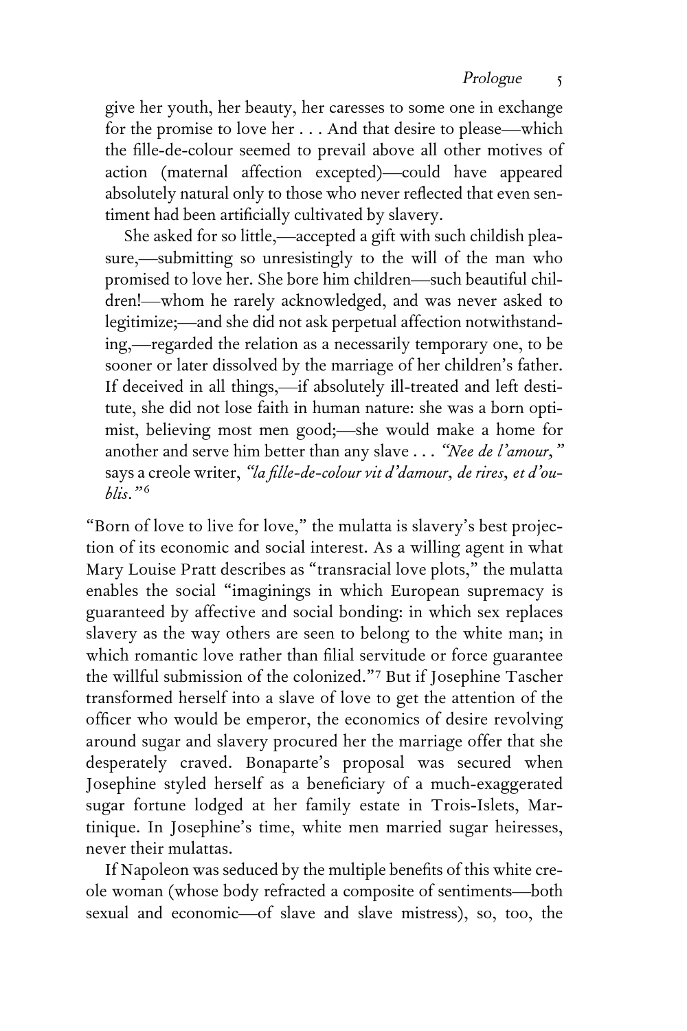give her youth, her beauty, her caresses to some one in exchange for the promise to love her . . . And that desire to please—which the fille-de-colour seemed to prevail above all other motives of action (maternal affection excepted)—could have appeared absolutely natural only to those who never reflected that even sentiment had been artificially cultivated by slavery.

> She asked for so little,—accepted a gift with such childish pleasure,—submitting so unresistingly to the will of the man who promised to love her. She bore him children—such beautiful children!—whom he rarely acknowledged, and was never asked to legitimize;—and she did not ask perpetual affection notwithstanding,—regarded the relation as a necessarily temporary one, to be sooner or later dissolved by the marriage of her children's father. If deceived in all things,—if absolutely ill-treated and left destitute, she did not lose faith in human nature: she was a born optimist, believing most men good;—she would make a home for another and serve him better than any slave . . . *"Nee de l'amour,"* says a creole writer, *"la fille-de-colour vit d'amour, de rires, et d'oublis."*[6]

"Born of love to live for love," the mulatta is slavery's best projection of its economic and social interest. As a willing agent in what Mary Louise Pratt describes as "transracial love plots," the mulatta enables the social "imaginings in which European supremacy is guaranteed by affective and social bonding: in which sex replaces slavery as the way others are seen to belong to the white man; in which romantic love rather than filial servitude or force guarantee the willful submission of the colonized."[7] But if Josephine Tascher transformed herself into a slave of love to get the attention of the officer who would be emperor, the economics of desire revolving around sugar and slavery procured her the marriage offer that she desperately craved. Bonaparte's proposal was secured when Josephine styled herself as a beneficiary of a much-exaggerated sugar fortune lodged at her family estate in Trois-Islets, Martinique. In Josephine's time, white men married sugar heiresses, never their mulattas.

If Napoleon was seduced by the multiple benefits of this white creole woman (whose body refracted a composite of sentiments—both sexual and economic—of slave and slave mistress), so, too, the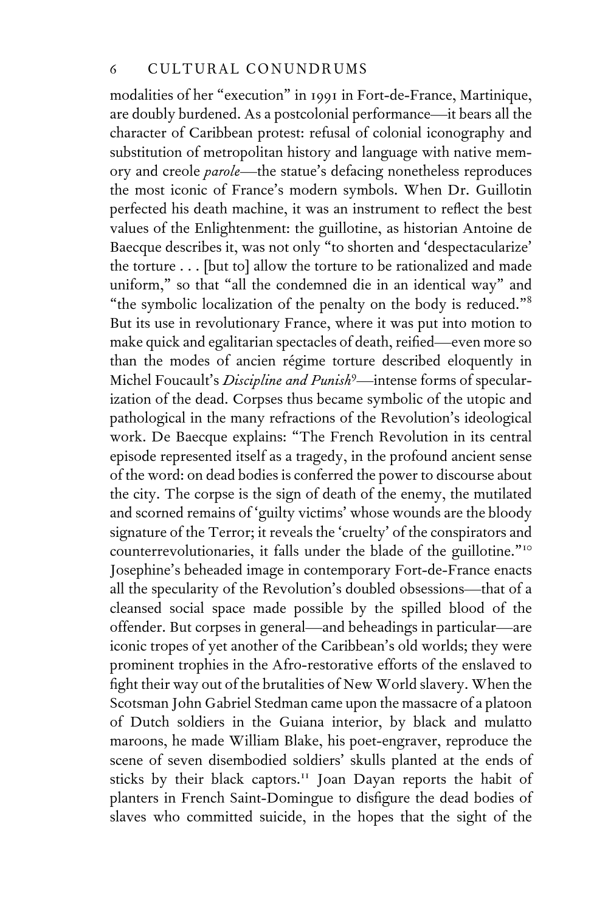modalities of her "execution" in 1991 in Fort-de-France, Martinique, are doubly burdened. As a postcolonial performance—it bears all the character of Caribbean protest: refusal of colonial iconography and substitution of metropolitan history and language with native memory and creole *parole*—the statue's defacing nonetheless reproduces the most iconic of France's modern symbols. When Dr. Guillotin perfected his death machine, it was an instrument to reflect the best values of the Enlightenment: the guillotine, as historian Antoine de Baecque describes it, was not only "to shorten and 'despectacularize' the torture . . . [but to] allow the torture to be rationalized and made uniform," so that "all the condemned die in an identical way" and "the symbolic localization of the penalty on the body is reduced."[8] But its use in revolutionary France, where it was put into motion to make quick and egalitarian spectacles of death, reified—even more so than the modes of ancien régime torture described eloquently in Michel Foucault's *Discipline and Punish*[9]—intense forms of specularization of the dead. Corpses thus became symbolic of the utopic and pathological in the many refractions of the Revolution's ideological work. De Baecque explains: "The French Revolution in its central episode represented itself as a tragedy, in the profound ancient sense of the word: on dead bodies is conferred the power to discourse about the city. The corpse is the sign of death of the enemy, the mutilated and scorned remains of 'guilty victims' whose wounds are the bloody signature of the Terror; it reveals the 'cruelty' of the conspirators and counterrevolutionaries, it falls under the blade of the guillotine."[10] Josephine's beheaded image in contemporary Fort-de-France enacts all the specularity of the Revolution's doubled obsessions—that of a cleansed social space made possible by the spilled blood of the offender. But corpses in general—and beheadings in particular—are iconic tropes of yet another of the Caribbean's old worlds; they were prominent trophies in the Afro-restorative efforts of the enslaved to fight their way out of the brutalities of New World slavery. When the Scotsman John Gabriel Stedman came upon the massacre of a platoon of Dutch soldiers in the Guiana interior, by black and mulatto maroons, he made William Blake, his poet-engraver, reproduce the scene of seven disembodied soldiers' skulls planted at the ends of sticks by their black captors.[11] Joan Dayan reports the habit of planters in French Saint-Domingue to disfigure the dead bodies of slaves who committed suicide, in the hopes that the sight of the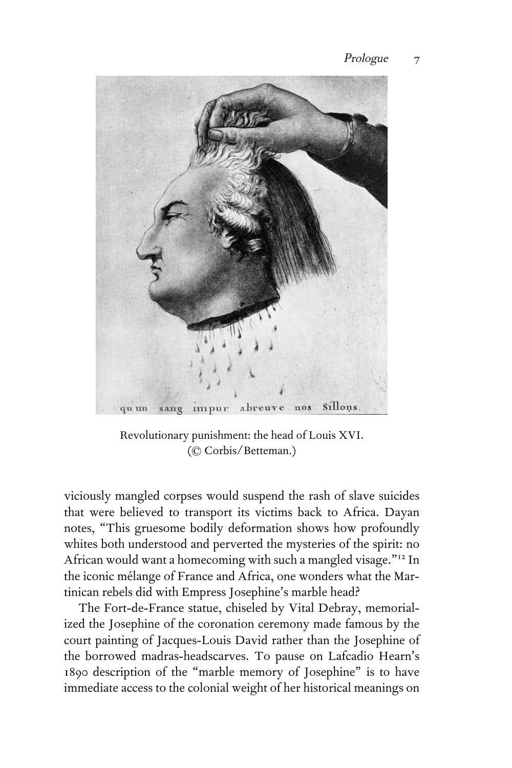qu'un sang impur abreuve nos Sillons.

Revolutionary punishment: the head of Louis XVI.
(© Corbis/Betteman.)

viciously mangled corpses would suspend the rash of slave suicides that were believed to transport its victims back to Africa. Dayan notes, "This gruesome bodily deformation shows how profoundly whites both understood and perverted the mysteries of the spirit: no African would want a homecoming with such a mangled visage."[12] In the iconic mélange of France and Africa, one wonders what the Martinican rebels did with Empress Josephine's marble head?

The Fort-de-France statue, chiseled by Vital Debray, memorialized the Josephine of the coronation ceremony made famous by the court painting of Jacques-Louis David rather than the Josephine of the borrowed madras-headscarves. To pause on Lafcadio Hearn's 1890 description of the "marble memory of Josephine" is to have immediate access to the colonial weight of her historical meanings on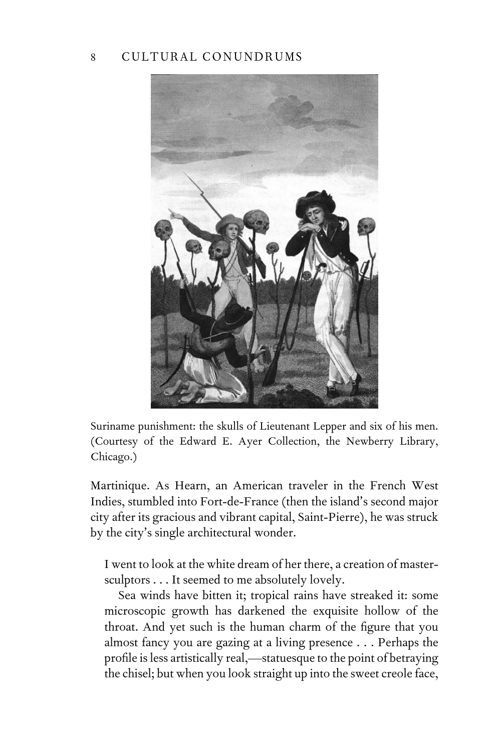Suriname punishment: the skulls of Lieutenant Lepper and six of his men. (Courtesy of the Edward E. Ayer Collection, the Newberry Library, Chicago.)

Martinique. As Hearn, an American traveler in the French West Indies, stumbled into Fort-de-France (then the island's second major city after its gracious and vibrant capital, Saint-Pierre), he was struck by the city's single architectural wonder.

> I went to look at the white dream of her there, a creation of master-sculptors . . . It seemed to me absolutely lovely.
>
> Sea winds have bitten it; tropical rains have streaked it: some microscopic growth has darkened the exquisite hollow of the throat. And yet such is the human charm of the figure that you almost fancy you are gazing at a living presence . . . Perhaps the profile is less artistically real,—statuesque to the point of betraying the chisel; but when you look straight up into the sweet creole face,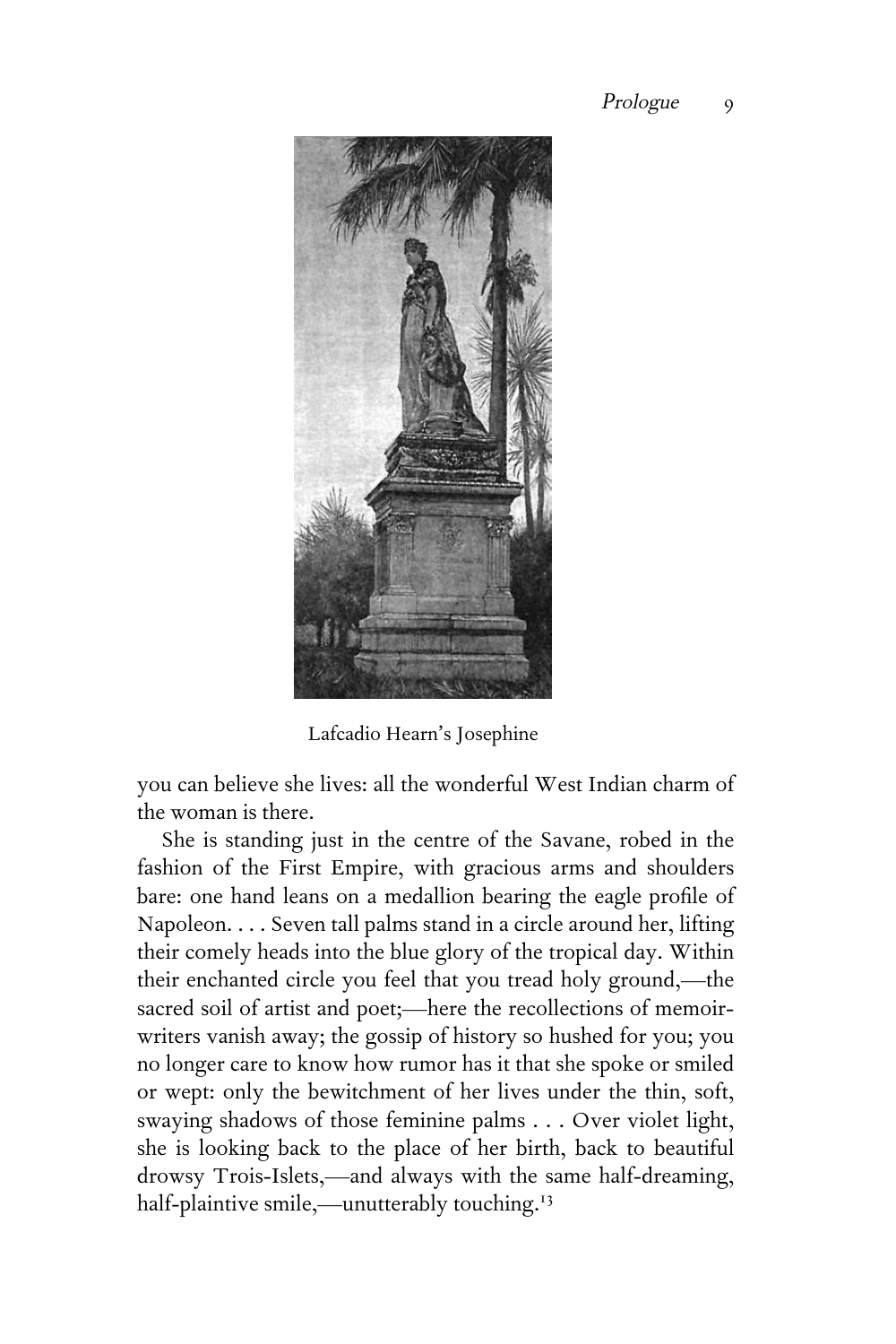Lafcadio Hearn's Josephine

you can believe she lives: all the wonderful West Indian charm of the woman is there.

She is standing just in the centre of the Savane, robed in the fashion of the First Empire, with gracious arms and shoulders bare: one hand leans on a medallion bearing the eagle profile of Napoleon. . . . Seven tall palms stand in a circle around her, lifting their comely heads into the blue glory of the tropical day. Within their enchanted circle you feel that you tread holy ground,—the sacred soil of artist and poet;—here the recollections of memoir-writers vanish away; the gossip of history so hushed for you; you no longer care to know how rumor has it that she spoke or smiled or wept: only the bewitchment of her lives under the thin, soft, swaying shadows of those feminine palms . . . Over violet light, she is looking back to the place of her birth, back to beautiful drowsy Trois-Islets,—and always with the same half-dreaming, half-plaintive smile,—unutterably touching.[13]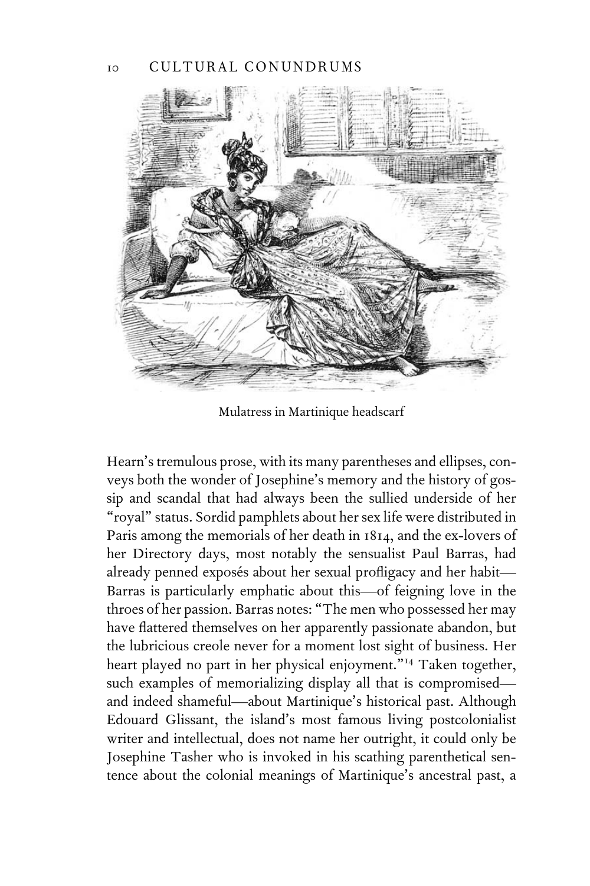Mulatress in Martinique headscarf

Hearn's tremulous prose, with its many parentheses and ellipses, conveys both the wonder of Josephine's memory and the history of gossip and scandal that had always been the sullied underside of her "royal" status. Sordid pamphlets about her sex life were distributed in Paris among the memorials of her death in 1814, and the ex-lovers of her Directory days, most notably the sensualist Paul Barras, had already penned exposés about her sexual profligacy and her habit—Barras is particularly emphatic about this—of feigning love in the throes of her passion. Barras notes: "The men who possessed her may have flattered themselves on her apparently passionate abandon, but the lubricious creole never for a moment lost sight of business. Her heart played no part in her physical enjoyment."[14] Taken together, such examples of memorializing display all that is compromised—and indeed shameful—about Martinique's historical past. Although Edouard Glissant, the island's most famous living postcolonialist writer and intellectual, does not name her outright, it could only be Josephine Tasher who is invoked in his scathing parenthetical sentence about the colonial meanings of Martinique's ancestral past, a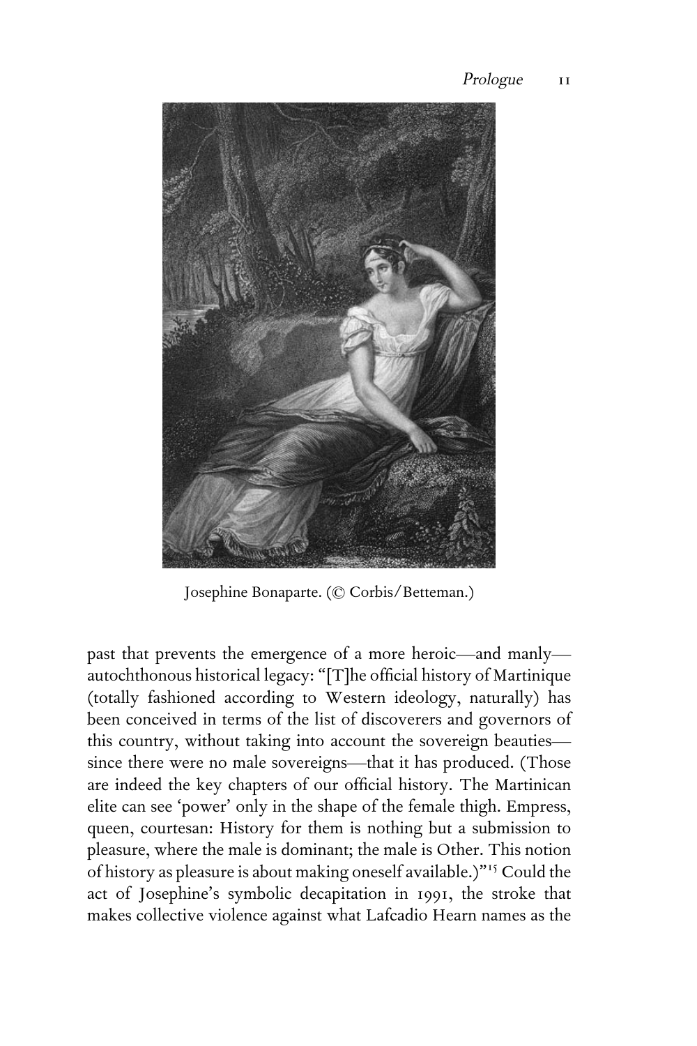Josephine Bonaparte. (© Corbis/Betteman.)

past that prevents the emergence of a more heroic—and manly—autochthonous historical legacy: "[T]he official history of Martinique (totally fashioned according to Western ideology, naturally) has been conceived in terms of the list of discoverers and governors of this country, without taking into account the sovereign beauties—since there were no male sovereigns—that it has produced. (Those are indeed the key chapters of our official history. The Martinican elite can see 'power' only in the shape of the female thigh. Empress, queen, courtesan: History for them is nothing but a submission to pleasure, where the male is dominant; the male is Other. This notion of history as pleasure is about making oneself available.)"[15] Could the act of Josephine's symbolic decapitation in 1991, the stroke that makes collective violence against what Lafcadio Hearn names as the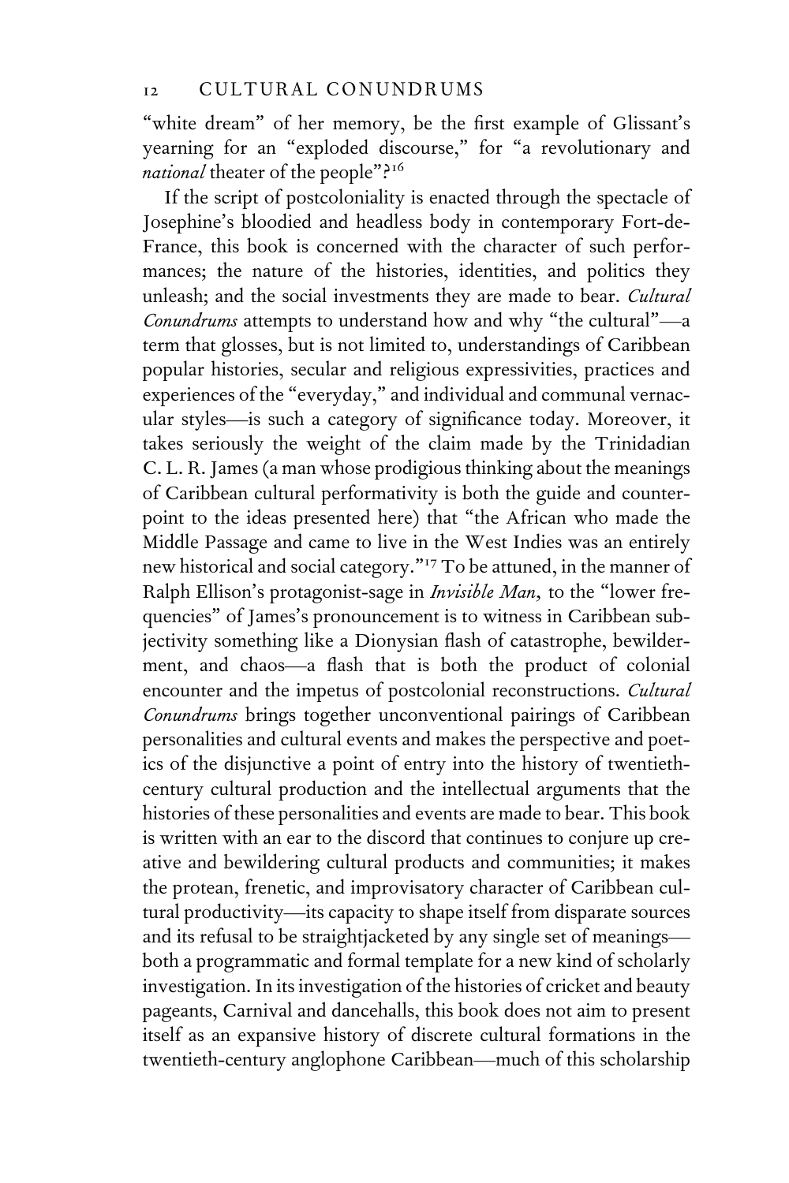"white dream" of her memory, be the first example of Glissant's yearning for an "exploded discourse," for "a revolutionary and *national* theater of the people"?[16]

If the script of postcoloniality is enacted through the spectacle of Josephine's bloodied and headless body in contemporary Fort-de-France, this book is concerned with the character of such performances; the nature of the histories, identities, and politics they unleash; and the social investments they are made to bear. *Cultural Conundrums* attempts to understand how and why "the cultural"—a term that glosses, but is not limited to, understandings of Caribbean popular histories, secular and religious expressivities, practices and experiences of the "everyday," and individual and communal vernacular styles—is such a category of significance today. Moreover, it takes seriously the weight of the claim made by the Trinidadian C. L. R. James (a man whose prodigious thinking about the meanings of Caribbean cultural performativity is both the guide and counterpoint to the ideas presented here) that "the African who made the Middle Passage and came to live in the West Indies was an entirely new historical and social category."[17] To be attuned, in the manner of Ralph Ellison's protagonist-sage in *Invisible Man*, to the "lower frequencies" of James's pronouncement is to witness in Caribbean subjectivity something like a Dionysian flash of catastrophe, bewilderment, and chaos—a flash that is both the product of colonial encounter and the impetus of postcolonial reconstructions. *Cultural Conundrums* brings together unconventional pairings of Caribbean personalities and cultural events and makes the perspective and poetics of the disjunctive a point of entry into the history of twentieth-century cultural production and the intellectual arguments that the histories of these personalities and events are made to bear. This book is written with an ear to the discord that continues to conjure up creative and bewildering cultural products and communities; it makes the protean, frenetic, and improvisatory character of Caribbean cultural productivity—its capacity to shape itself from disparate sources and its refusal to be straightjacketed by any single set of meanings—both a programmatic and formal template for a new kind of scholarly investigation. In its investigation of the histories of cricket and beauty pageants, Carnival and dancehalls, this book does not aim to present itself as an expansive history of discrete cultural formations in the twentieth-century anglophone Caribbean—much of this scholarship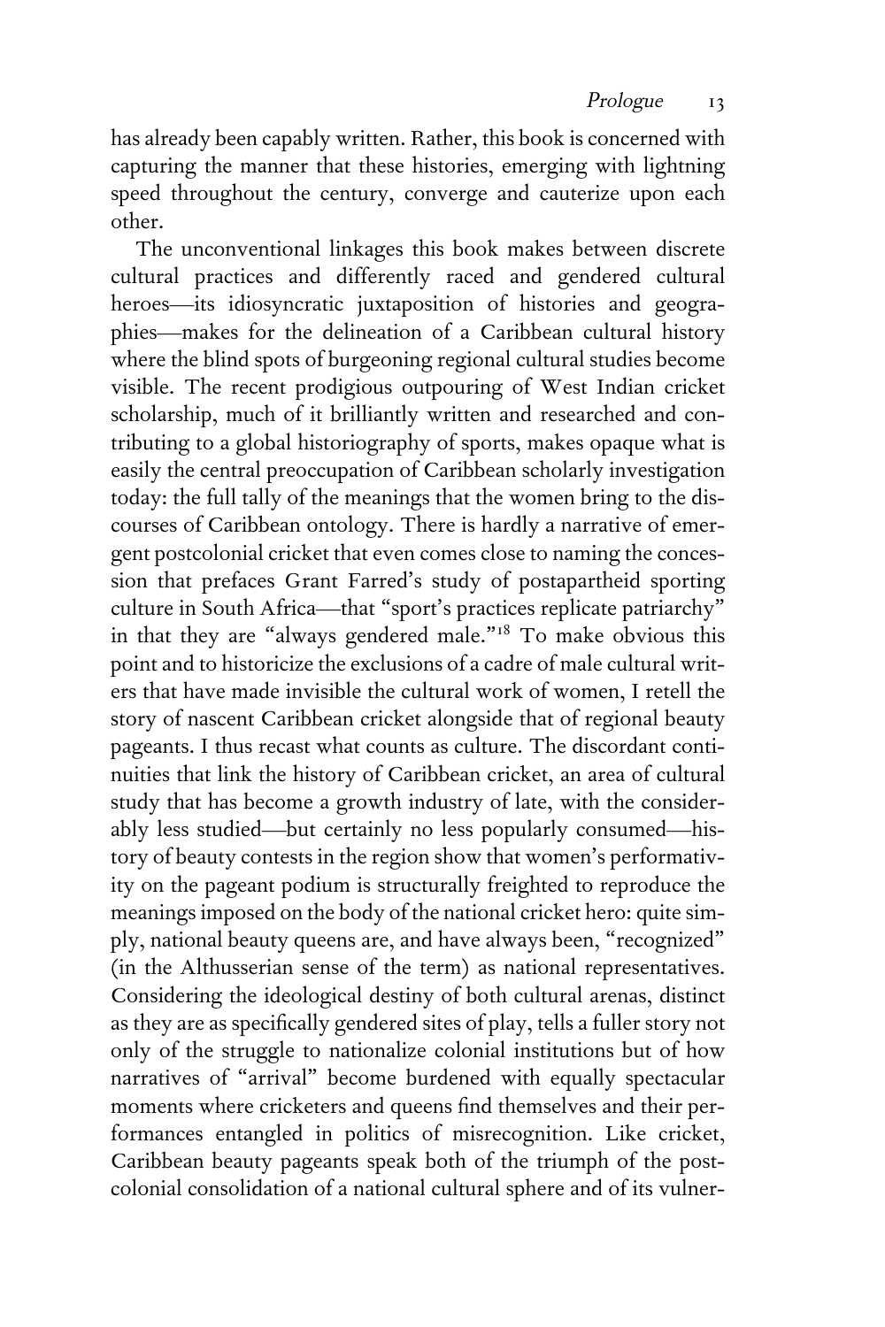has already been capably written. Rather, this book is concerned with capturing the manner that these histories, emerging with lightning speed throughout the century, converge and cauterize upon each other.

The unconventional linkages this book makes between discrete cultural practices and differently raced and gendered cultural heroes—its idiosyncratic juxtaposition of histories and geographies—makes for the delineation of a Caribbean cultural history where the blind spots of burgeoning regional cultural studies become visible. The recent prodigious outpouring of West Indian cricket scholarship, much of it brilliantly written and researched and contributing to a global historiography of sports, makes opaque what is easily the central preoccupation of Caribbean scholarly investigation today: the full tally of the meanings that the women bring to the discourses of Caribbean ontology. There is hardly a narrative of emergent postcolonial cricket that even comes close to naming the concession that prefaces Grant Farred's study of postapartheid sporting culture in South Africa—that "sport's practices replicate patriarchy" in that they are "always gendered male."[18] To make obvious this point and to historicize the exclusions of a cadre of male cultural writers that have made invisible the cultural work of women, I retell the story of nascent Caribbean cricket alongside that of regional beauty pageants. I thus recast what counts as culture. The discordant continuities that link the history of Caribbean cricket, an area of cultural study that has become a growth industry of late, with the considerably less studied—but certainly no less popularly consumed—history of beauty contests in the region show that women's performativity on the pageant podium is structurally freighted to reproduce the meanings imposed on the body of the national cricket hero: quite simply, national beauty queens are, and have always been, "recognized" (in the Althusserian sense of the term) as national representatives. Considering the ideological destiny of both cultural arenas, distinct as they are as specifically gendered sites of play, tells a fuller story not only of the struggle to nationalize colonial institutions but of how narratives of "arrival" become burdened with equally spectacular moments where cricketers and queens find themselves and their performances entangled in politics of misrecognition. Like cricket, Caribbean beauty pageants speak both of the triumph of the postcolonial consolidation of a national cultural sphere and of its vulner-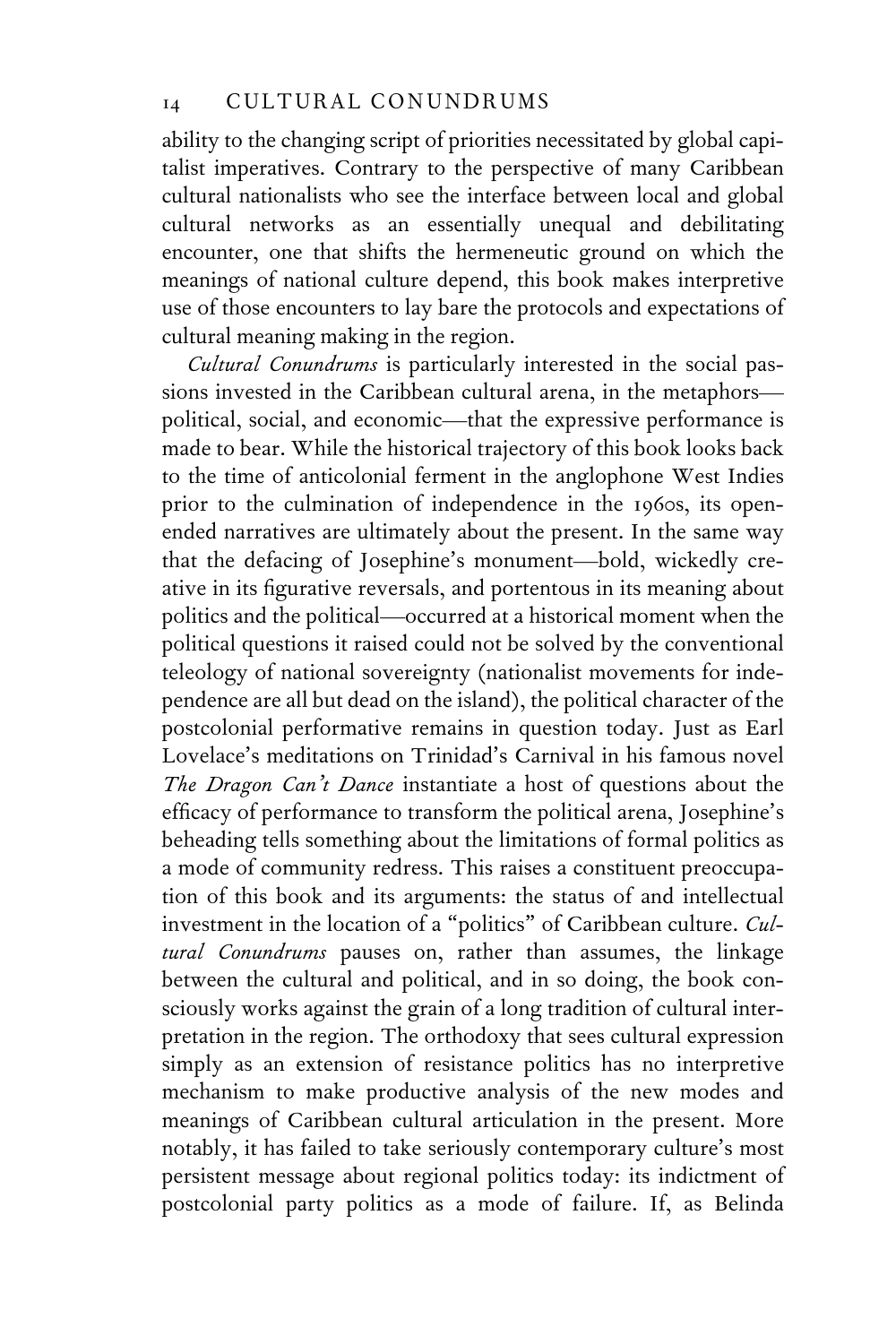ability to the changing script of priorities necessitated by global capitalist imperatives. Contrary to the perspective of many Caribbean cultural nationalists who see the interface between local and global cultural networks as an essentially unequal and debilitating encounter, one that shifts the hermeneutic ground on which the meanings of national culture depend, this book makes interpretive use of those encounters to lay bare the protocols and expectations of cultural meaning making in the region.

*Cultural Conundrums* is particularly interested in the social passions invested in the Caribbean cultural arena, in the metaphors—political, social, and economic—that the expressive performance is made to bear. While the historical trajectory of this book looks back to the time of anticolonial ferment in the anglophone West Indies prior to the culmination of independence in the 1960s, its open-ended narratives are ultimately about the present. In the same way that the defacing of Josephine's monument—bold, wickedly creative in its figurative reversals, and portentous in its meaning about politics and the political—occurred at a historical moment when the political questions it raised could not be solved by the conventional teleology of national sovereignty (nationalist movements for independence are all but dead on the island), the political character of the postcolonial performative remains in question today. Just as Earl Lovelace's meditations on Trinidad's Carnival in his famous novel *The Dragon Can't Dance* instantiate a host of questions about the efficacy of performance to transform the political arena, Josephine's beheading tells something about the limitations of formal politics as a mode of community redress. This raises a constituent preoccupation of this book and its arguments: the status of and intellectual investment in the location of a "politics" of Caribbean culture. *Cultural Conundrums* pauses on, rather than assumes, the linkage between the cultural and political, and in so doing, the book consciously works against the grain of a long tradition of cultural interpretation in the region. The orthodoxy that sees cultural expression simply as an extension of resistance politics has no interpretive mechanism to make productive analysis of the new modes and meanings of Caribbean cultural articulation in the present. More notably, it has failed to take seriously contemporary culture's most persistent message about regional politics today: its indictment of postcolonial party politics as a mode of failure. If, as Belinda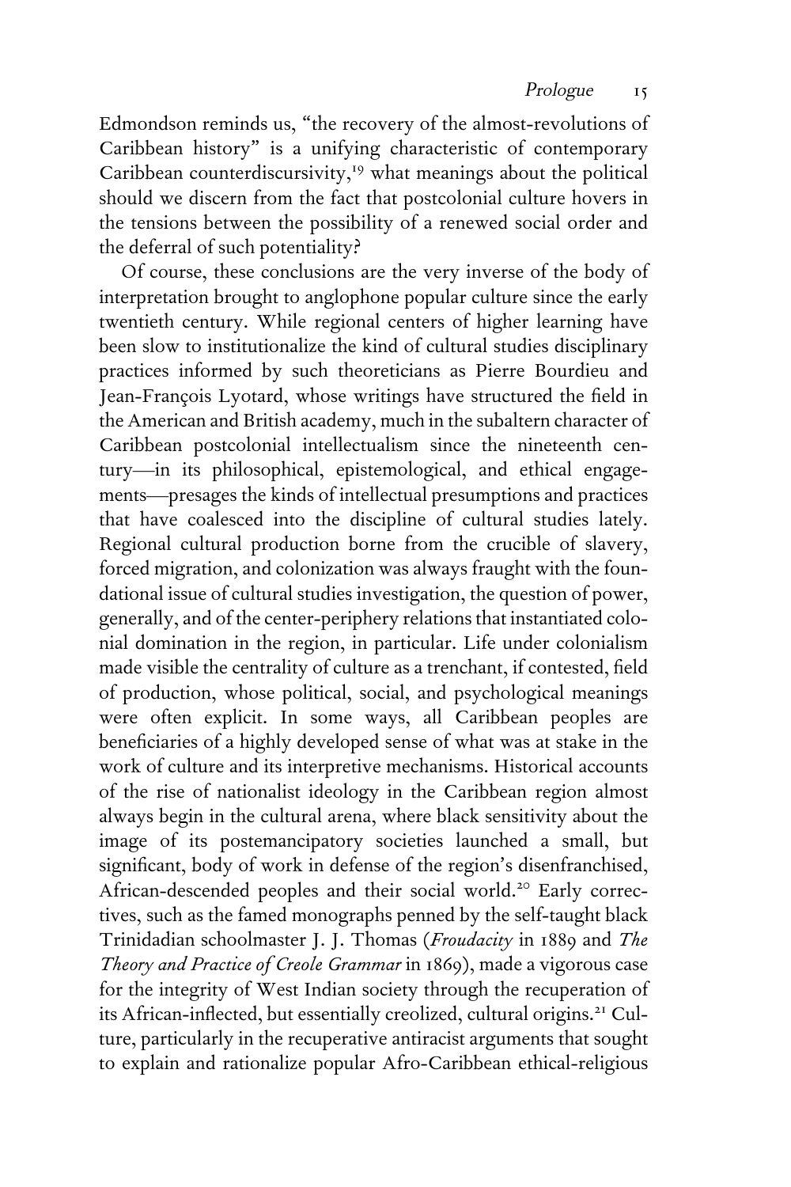Edmondson reminds us, "the recovery of the almost-revolutions of Caribbean history" is a unifying characteristic of contemporary Caribbean counterdiscursivity,[19] what meanings about the political should we discern from the fact that postcolonial culture hovers in the tensions between the possibility of a renewed social order and the deferral of such potentiality?

Of course, these conclusions are the very inverse of the body of interpretation brought to anglophone popular culture since the early twentieth century. While regional centers of higher learning have been slow to institutionalize the kind of cultural studies disciplinary practices informed by such theoreticians as Pierre Bourdieu and Jean-François Lyotard, whose writings have structured the field in the American and British academy, much in the subaltern character of Caribbean postcolonial intellectualism since the nineteenth century—in its philosophical, epistemological, and ethical engagements—presages the kinds of intellectual presumptions and practices that have coalesced into the discipline of cultural studies lately. Regional cultural production borne from the crucible of slavery, forced migration, and colonization was always fraught with the foundational issue of cultural studies investigation, the question of power, generally, and of the center-periphery relations that instantiated colonial domination in the region, in particular. Life under colonialism made visible the centrality of culture as a trenchant, if contested, field of production, whose political, social, and psychological meanings were often explicit. In some ways, all Caribbean peoples are beneficiaries of a highly developed sense of what was at stake in the work of culture and its interpretive mechanisms. Historical accounts of the rise of nationalist ideology in the Caribbean region almost always begin in the cultural arena, where black sensitivity about the image of its postemancipatory societies launched a small, but significant, body of work in defense of the region's disenfranchised, African-descended peoples and their social world.[20] Early correctives, such as the famed monographs penned by the self-taught black Trinidadian schoolmaster J. J. Thomas (*Froudacity* in 1889 and *The Theory and Practice of Creole Grammar* in 1869), made a vigorous case for the integrity of West Indian society through the recuperation of its African-inflected, but essentially creolized, cultural origins.[21] Culture, particularly in the recuperative antiracist arguments that sought to explain and rationalize popular Afro-Caribbean ethical-religious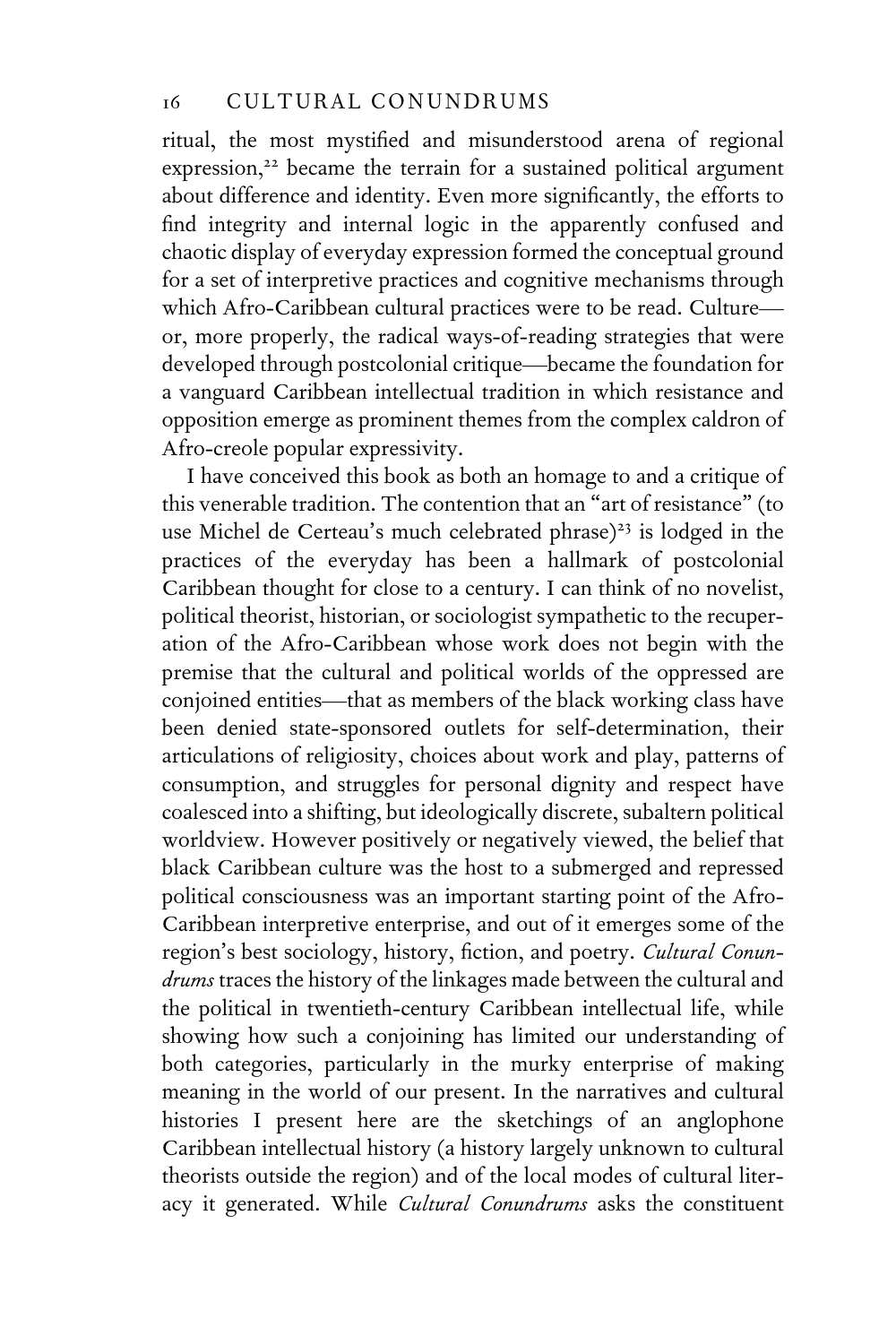ritual, the most mystified and misunderstood arena of regional expression,[22] became the terrain for a sustained political argument about difference and identity. Even more significantly, the efforts to find integrity and internal logic in the apparently confused and chaotic display of everyday expression formed the conceptual ground for a set of interpretive practices and cognitive mechanisms through which Afro-Caribbean cultural practices were to be read. Culture—or, more properly, the radical ways-of-reading strategies that were developed through postcolonial critique—became the foundation for a vanguard Caribbean intellectual tradition in which resistance and opposition emerge as prominent themes from the complex caldron of Afro-creole popular expressivity.

I have conceived this book as both an homage to and a critique of this venerable tradition. The contention that an "art of resistance" (to use Michel de Certeau's much celebrated phrase)[23] is lodged in the practices of the everyday has been a hallmark of postcolonial Caribbean thought for close to a century. I can think of no novelist, political theorist, historian, or sociologist sympathetic to the recuperation of the Afro-Caribbean whose work does not begin with the premise that the cultural and political worlds of the oppressed are conjoined entities—that as members of the black working class have been denied state-sponsored outlets for self-determination, their articulations of religiosity, choices about work and play, patterns of consumption, and struggles for personal dignity and respect have coalesced into a shifting, but ideologically discrete, subaltern political worldview. However positively or negatively viewed, the belief that black Caribbean culture was the host to a submerged and repressed political consciousness was an important starting point of the Afro-Caribbean interpretive enterprise, and out of it emerges some of the region's best sociology, history, fiction, and poetry. *Cultural Conundrums* traces the history of the linkages made between the cultural and the political in twentieth-century Caribbean intellectual life, while showing how such a conjoining has limited our understanding of both categories, particularly in the murky enterprise of making meaning in the world of our present. In the narratives and cultural histories I present here are the sketchings of an anglophone Caribbean intellectual history (a history largely unknown to cultural theorists outside the region) and of the local modes of cultural literacy it generated. While *Cultural Conundrums* asks the constituent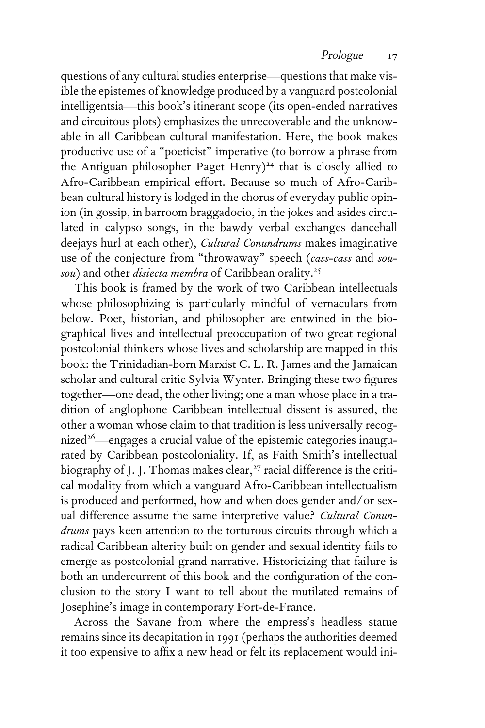questions of any cultural studies enterprise—questions that make visible the epistemes of knowledge produced by a vanguard postcolonial intelligentsia—this book's itinerant scope (its open-ended narratives and circuitous plots) emphasizes the unrecoverable and the unknowable in all Caribbean cultural manifestation. Here, the book makes productive use of a "poeticist" imperative (to borrow a phrase from the Antiguan philosopher Paget Henry)[24] that is closely allied to Afro-Caribbean empirical effort. Because so much of Afro-Caribbean cultural history is lodged in the chorus of everyday public opinion (in gossip, in barroom braggadocio, in the jokes and asides circulated in calypso songs, in the bawdy verbal exchanges dancehall deejays hurl at each other), *Cultural Conundrums* makes imaginative use of the conjecture from "throwaway" speech (*cass-cass* and *sou-sou*) and other *disiecta membra* of Caribbean orality.[25]

This book is framed by the work of two Caribbean intellectuals whose philosophizing is particularly mindful of vernaculars from below. Poet, historian, and philosopher are entwined in the biographical lives and intellectual preoccupation of two great regional postcolonial thinkers whose lives and scholarship are mapped in this book: the Trinidadian-born Marxist C. L. R. James and the Jamaican scholar and cultural critic Sylvia Wynter. Bringing these two figures together—one dead, the other living; one a man whose place in a tradition of anglophone Caribbean intellectual dissent is assured, the other a woman whose claim to that tradition is less universally recognized[26]—engages a crucial value of the epistemic categories inaugurated by Caribbean postcoloniality. If, as Faith Smith's intellectual biography of J. J. Thomas makes clear,[27] racial difference is the critical modality from which a vanguard Afro-Caribbean intellectualism is produced and performed, how and when does gender and/or sexual difference assume the same interpretive value? *Cultural Conundrums* pays keen attention to the torturous circuits through which a radical Caribbean alterity built on gender and sexual identity fails to emerge as postcolonial grand narrative. Historicizing that failure is both an undercurrent of this book and the configuration of the conclusion to the story I want to tell about the mutilated remains of Josephine's image in contemporary Fort-de-France.

Across the Savane from where the empress's headless statue remains since its decapitation in 1991 (perhaps the authorities deemed it too expensive to affix a new head or felt its replacement would ini-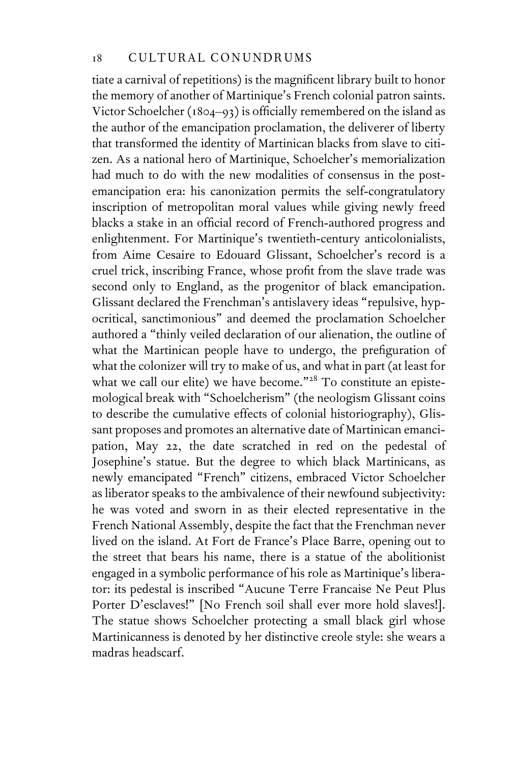tiate a carnival of repetitions) is the magnificent library built to honor the memory of another of Martinique's French colonial patron saints. Victor Schoelcher (1804–93) is officially remembered on the island as the author of the emancipation proclamation, the deliverer of liberty that transformed the identity of Martinican blacks from slave to citizen. As a national hero of Martinique, Schoelcher's memorialization had much to do with the new modalities of consensus in the post-emancipation era: his canonization permits the self-congratulatory inscription of metropolitan moral values while giving newly freed blacks a stake in an official record of French-authored progress and enlightenment. For Martinique's twentieth-century anticolonialists, from Aime Cesaire to Edouard Glissant, Schoelcher's record is a cruel trick, inscribing France, whose profit from the slave trade was second only to England, as the progenitor of black emancipation. Glissant declared the Frenchman's antislavery ideas "repulsive, hypocritical, sanctimonious" and deemed the proclamation Schoelcher authored a "thinly veiled declaration of our alienation, the outline of what the Martinican people have to undergo, the prefiguration of what the colonizer will try to make of us, and what in part (at least for what we call our elite) we have become."[28] To constitute an epistemological break with "Schoelcherism" (the neologism Glissant coins to describe the cumulative effects of colonial historiography), Glissant proposes and promotes an alternative date of Martinican emancipation, May 22, the date scratched in red on the pedestal of Josephine's statue. But the degree to which black Martinicans, as newly emancipated "French" citizens, embraced Victor Schoelcher as liberator speaks to the ambivalence of their newfound subjectivity: he was voted and sworn in as their elected representative in the French National Assembly, despite the fact that the Frenchman never lived on the island. At Fort de France's Place Barre, opening out to the street that bears his name, there is a statue of the abolitionist engaged in a symbolic performance of his role as Martinique's liberator: its pedestal is inscribed "Aucune Terre Francaise Ne Peut Plus Porter D'esclaves!" [No French soil shall ever more hold slaves!]. The statue shows Schoelcher protecting a small black girl whose Martinicanness is denoted by her distinctive creole style: she wears a madras headscarf.